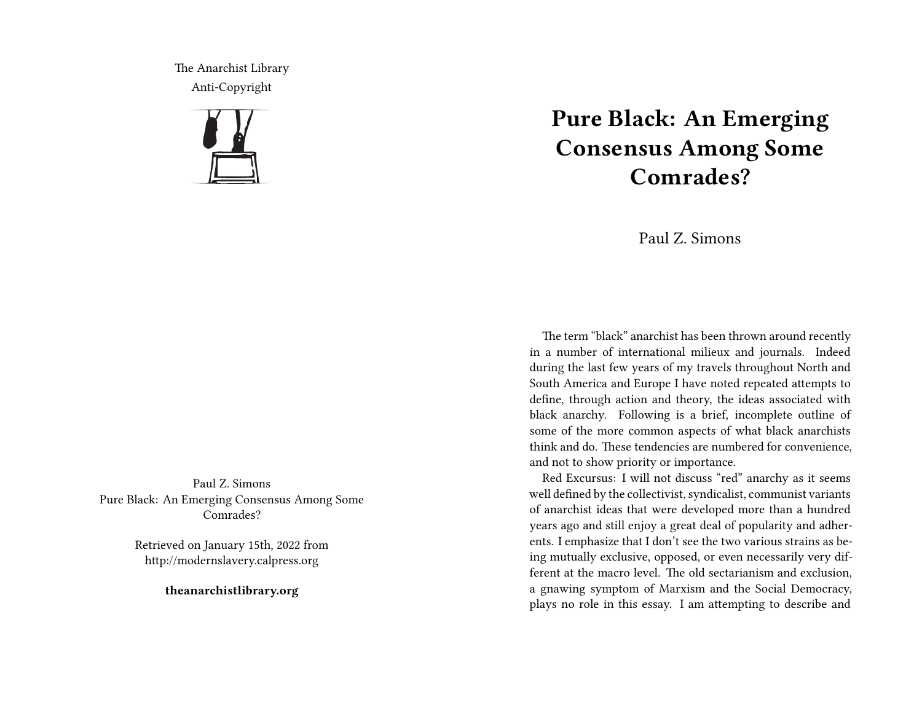The Anarchist Library
Anti-Copyright

Paul Z. Simons
Pure Black: An Emerging Consensus Among Some Comrades?

Retrieved on January 15th, 2022 from http://modernslavery.calpress.org

**theanarchistlibrary.org**

# Pure Black: An Emerging Consensus Among Some Comrades?

Paul Z. Simons

The term "black" anarchist has been thrown around recently in a number of international milieux and journals. Indeed during the last few years of my travels throughout North and South America and Europe I have noted repeated attempts to define, through action and theory, the ideas associated with black anarchy. Following is a brief, incomplete outline of some of the more common aspects of what black anarchists think and do. These tendencies are numbered for convenience, and not to show priority or importance.

Red Excursus: I will not discuss "red" anarchy as it seems well defined by the collectivist, syndicalist, communist variants of anarchist ideas that were developed more than a hundred years ago and still enjoy a great deal of popularity and adherents. I emphasize that I don't see the two various strains as being mutually exclusive, opposed, or even necessarily very different at the macro level. The old sectarianism and exclusion, a gnawing symptom of Marxism and the Social Democracy, plays no role in this essay. I am attempting to describe and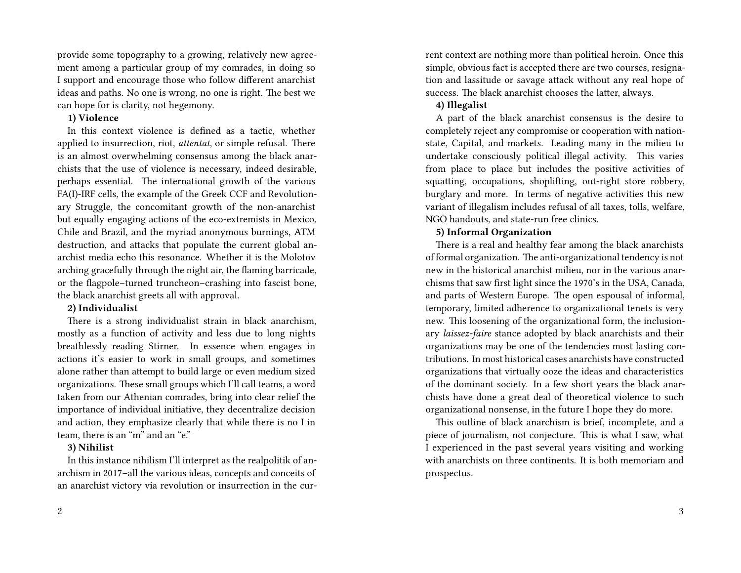provide some topography to a growing, relatively new agreement among a particular group of my comrades, in doing so I support and encourage those who follow different anarchist ideas and paths. No one is wrong, no one is right. The best we can hope for is clarity, not hegemony.

**1) Violence**

In this context violence is defined as a tactic, whether applied to insurrection, riot, *attentat*, or simple refusal. There is an almost overwhelming consensus among the black anarchists that the use of violence is necessary, indeed desirable, perhaps essential. The international growth of the various FA(I)-IRF cells, the example of the Greek CCF and Revolutionary Struggle, the concomitant growth of the non-anarchist but equally engaging actions of the eco-extremists in Mexico, Chile and Brazil, and the myriad anonymous burnings, ATM destruction, and attacks that populate the current global anarchist media echo this resonance. Whether it is the Molotov arching gracefully through the night air, the flaming barricade, or the flagpole–turned truncheon–crashing into fascist bone, the black anarchist greets all with approval.

**2) Individualist**

There is a strong individualist strain in black anarchism, mostly as a function of activity and less due to long nights breathlessly reading Stirner. In essence when engages in actions it's easier to work in small groups, and sometimes alone rather than attempt to build large or even medium sized organizations. These small groups which I'll call teams, a word taken from our Athenian comrades, bring into clear relief the importance of individual initiative, they decentralize decision and action, they emphasize clearly that while there is no I in team, there is an "m" and an "e."

**3) Nihilist**

In this instance nihilism I'll interpret as the realpolitik of anarchism in 2017–all the various ideas, concepts and conceits of an anarchist victory via revolution or insurrection in the current context are nothing more than political heroin. Once this simple, obvious fact is accepted there are two courses, resignation and lassitude or savage attack without any real hope of success. The black anarchist chooses the latter, always.

**4) Illegalist**

A part of the black anarchist consensus is the desire to completely reject any compromise or cooperation with nation-state, Capital, and markets. Leading many in the milieu to undertake consciously political illegal activity. This varies from place to place but includes the positive activities of squatting, occupations, shoplifting, out-right store robbery, burglary and more. In terms of negative activities this new variant of illegalism includes refusal of all taxes, tolls, welfare, NGO handouts, and state-run free clinics.

**5) Informal Organization**

There is a real and healthy fear among the black anarchists of formal organization. The anti-organizational tendency is not new in the historical anarchist milieu, nor in the various anarchisms that saw first light since the 1970's in the USA, Canada, and parts of Western Europe. The open espousal of informal, temporary, limited adherence to organizational tenets is very new. This loosening of the organizational form, the inclusionary *laissez-faire* stance adopted by black anarchists and their organizations may be one of the tendencies most lasting contributions. In most historical cases anarchists have constructed organizations that virtually ooze the ideas and characteristics of the dominant society. In a few short years the black anarchists have done a great deal of theoretical violence to such organizational nonsense, in the future I hope they do more.

This outline of black anarchism is brief, incomplete, and a piece of journalism, not conjecture. This is what I saw, what I experienced in the past several years visiting and working with anarchists on three continents. It is both memoriam and prospectus.